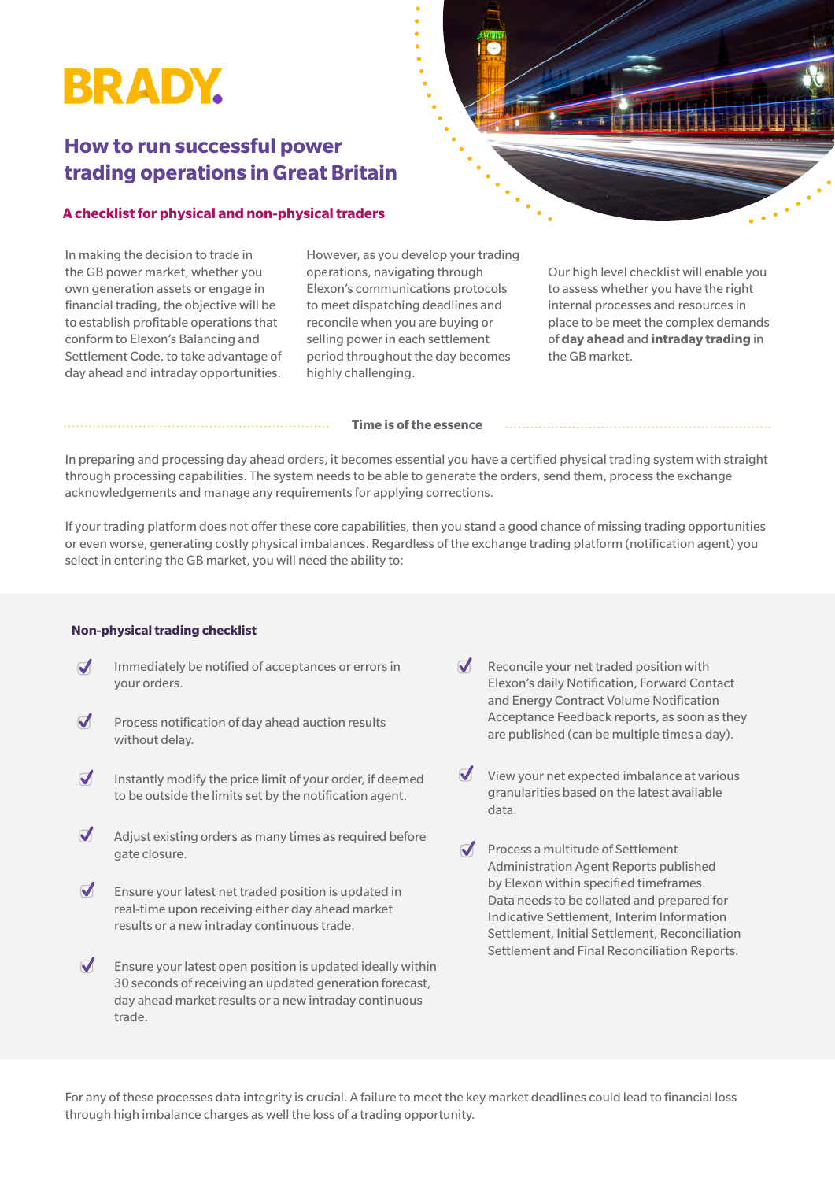BRADY

# How to run successful power trading operations in Great Britain

## A checklist for physical and non-physical traders

In making the decision to trade in the GB power market, whether you own generation assets or engage in financial trading, the objective will be to establish profitable operations that conform to Elexon's Balancing and Settlement Code, to take advantage of day ahead and intraday opportunities.

However, as you develop your trading operations, navigating through Elexon's communications protocols to meet dispatching deadlines and reconcile when you are buying or selling power in each settlement period throughout the day becomes highly challenging.

Our high level checklist will enable you to assess whether you have the right internal processes and resources in place to be meet the complex demands of **day ahead** and **intraday trading** in the GB market.

### Time is of the essence

In preparing and processing day ahead orders, it becomes essential you have a certified physical trading system with straight through processing capabilities. The system needs to be able to generate the orders, send them, process the exchange acknowledgements and manage any requirements for applying corrections.

If your trading platform does not offer these core capabilities, then you stand a good chance of missing trading opportunities or even worse, generating costly physical imbalances. Regardless of the exchange trading platform (notification agent) you select in entering the GB market, you will need the ability to:

### Non-physical trading checklist

- ✓ Immediately be notified of acceptances or errors in your orders.
- ✓ Process notification of day ahead auction results without delay.
- ✓ Instantly modify the price limit of your order, if deemed to be outside the limits set by the notification agent.
- ✓ Adjust existing orders as many times as required before gate closure.
- ✓ Ensure your latest net traded position is updated in real-time upon receiving either day ahead market results or a new intraday continuous trade.
- ✓ Ensure your latest open position is updated ideally within 30 seconds of receiving an updated generation forecast, day ahead market results or a new intraday continuous trade.
- ✓ Reconcile your net traded position with Elexon's daily Notification, Forward Contact and Energy Contract Volume Notification Acceptance Feedback reports, as soon as they are published (can be multiple times a day).
- ✓ View your net expected imbalance at various granularities based on the latest available data.
- ✓ Process a multitude of Settlement Administration Agent Reports published by Elexon within specified timeframes. Data needs to be collated and prepared for Indicative Settlement, Interim Information Settlement, Initial Settlement, Reconciliation Settlement and Final Reconciliation Reports.

For any of these processes data integrity is crucial. A failure to meet the key market deadlines could lead to financial loss through high imbalance charges as well the loss of a trading opportunity.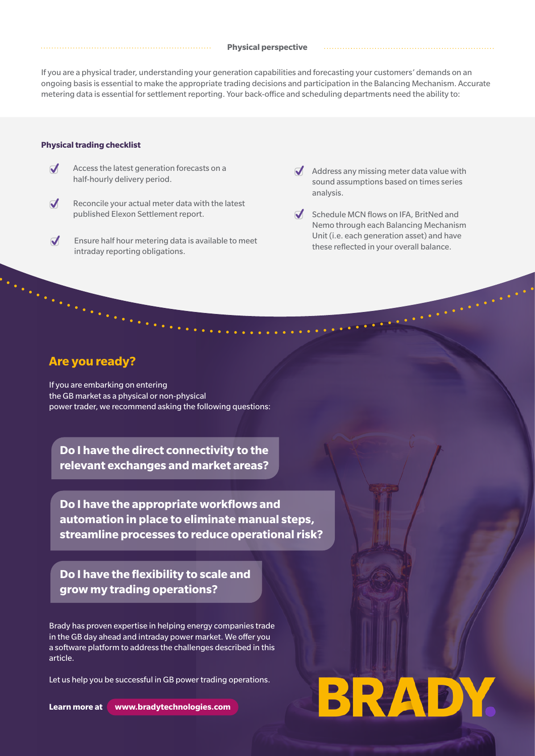## Physical perspective

If you are a physical trader, understanding your generation capabilities and forecasting your customers' demands on an ongoing basis is essential to make the appropriate trading decisions and participation in the Balancing Mechanism. Accurate metering data is essential for settlement reporting. Your back-office and scheduling departments need the ability to:

### Physical trading checklist

- ✓ Access the latest generation forecasts on a half-hourly delivery period.
- ✓ Reconcile your actual meter data with the latest published Elexon Settlement report.
- ✓ Ensure half hour metering data is available to meet intraday reporting obligations.
- ✓ Address any missing meter data value with sound assumptions based on times series analysis.
- ✓ Schedule MCN flows on IFA, BritNed and Nemo through each Balancing Mechanism Unit (i.e. each generation asset) and have these reflected in your overall balance.

## Are you ready?

If you are embarking on entering the GB market as a physical or non-physical power trader, we recommend asking the following questions:

**Do I have the direct connectivity to the relevant exchanges and market areas?**

**Do I have the appropriate workflows and automation in place to eliminate manual steps, streamline processes to reduce operational risk?**

**Do I have the flexibility to scale and grow my trading operations?**

Brady has proven expertise in helping energy companies trade in the GB day ahead and intraday power market. We offer you a software platform to address the challenges described in this article.

Let us help you be successful in GB power trading operations.

**Learn more at** **www.bradytechnologies.com**

BRADY.